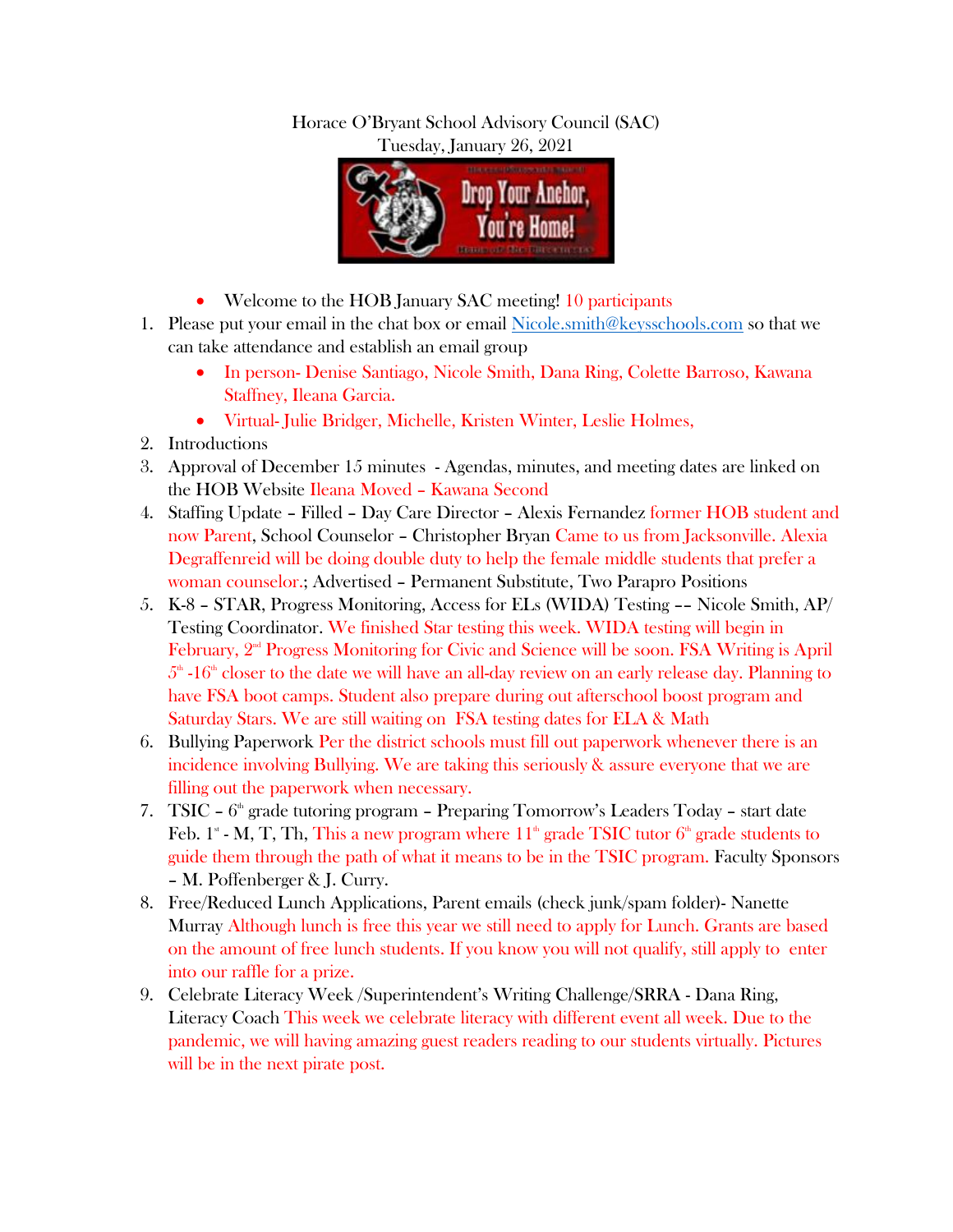Horace O'Bryant School Advisory Council (SAC)
Tuesday, January 26, 2021

- Welcome to the HOB January SAC meeting! 10 participants

1. Please put your email in the chat box or email Nicole.smith@keysschools.com so that we can take attendance and establish an email group
   - In person- Denise Santiago, Nicole Smith, Dana Ring, Colette Barroso, Kawana Staffney, Ileana Garcia.
   - Virtual- Julie Bridger, Michelle, Kristen Winter, Leslie Holmes,
2. Introductions
3. Approval of December 15 minutes - Agendas, minutes, and meeting dates are linked on the HOB Website Ileana Moved – Kawana Second
4. Staffing Update – Filled – Day Care Director – Alexis Fernandez former HOB student and now Parent, School Counselor – Christopher Bryan Came to us from Jacksonville. Alexia Degraffenreid will be doing double duty to help the female middle students that prefer a woman counselor.; Advertised – Permanent Substitute, Two Parapro Positions
5. K-8 – STAR, Progress Monitoring, Access for ELs (WIDA) Testing –– Nicole Smith, AP/ Testing Coordinator. We finished Star testing this week. WIDA testing will begin in February, 2nd Progress Monitoring for Civic and Science will be soon. FSA Writing is April 5th -16th closer to the date we will have an all-day review on an early release day. Planning to have FSA boot camps. Student also prepare during out afterschool boost program and Saturday Stars. We are still waiting on FSA testing dates for ELA & Math
6. Bullying Paperwork Per the district schools must fill out paperwork whenever there is an incidence involving Bullying. We are taking this seriously & assure everyone that we are filling out the paperwork when necessary.
7. TSIC – 6th grade tutoring program – Preparing Tomorrow's Leaders Today – start date Feb. 1st - M, T, Th, This a new program where 11th grade TSIC tutor 6th grade students to guide them through the path of what it means to be in the TSIC program. Faculty Sponsors – M. Poffenberger & J. Curry.
8. Free/Reduced Lunch Applications, Parent emails (check junk/spam folder)- Nanette Murray Although lunch is free this year we still need to apply for Lunch. Grants are based on the amount of free lunch students. If you know you will not qualify, still apply to enter into our raffle for a prize.
9. Celebrate Literacy Week /Superintendent's Writing Challenge/SRRA - Dana Ring, Literacy Coach This week we celebrate literacy with different event all week. Due to the pandemic, we will having amazing guest readers reading to our students virtually. Pictures will be in the next pirate post.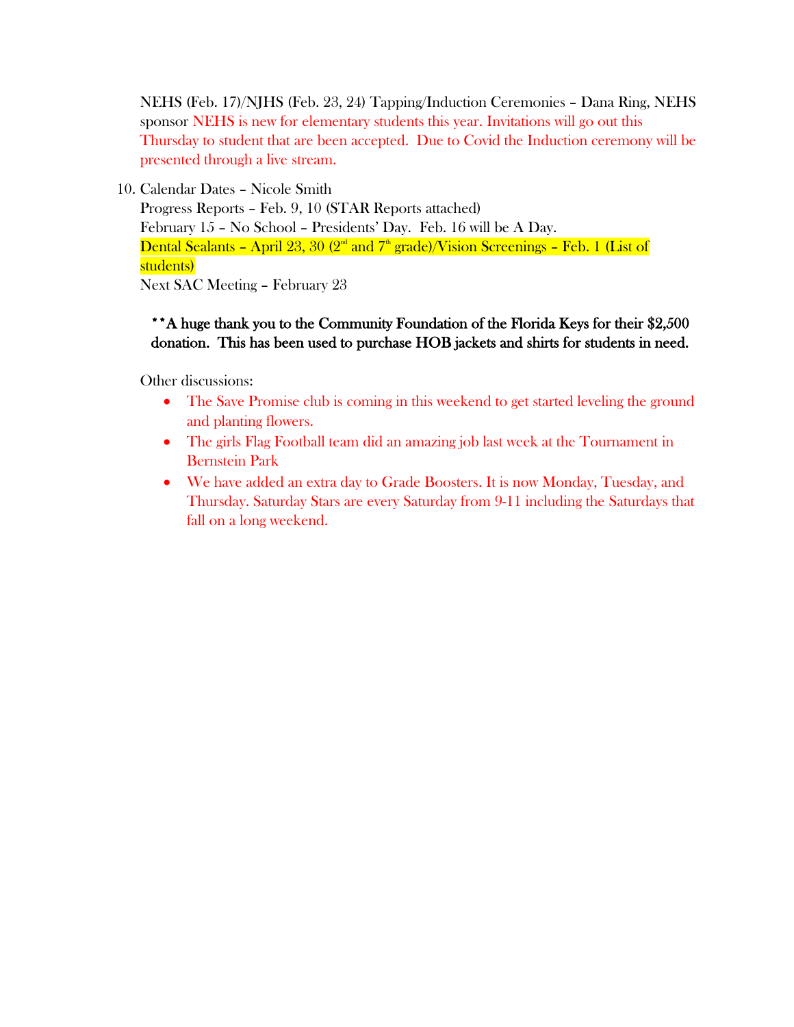NEHS (Feb. 17)/NJHS (Feb. 23, 24) Tapping/Induction Ceremonies – Dana Ring, NEHS sponsor NEHS is new for elementary students this year. Invitations will go out this Thursday to student that are been accepted. Due to Covid the Induction ceremony will be presented through a live stream.

10. Calendar Dates – Nicole Smith
    Progress Reports – Feb. 9, 10 (STAR Reports attached)
    February 15 – No School – Presidents' Day. Feb. 16 will be A Day.
    Dental Sealants – April 23, 30 (2nd and 7th grade)/Vision Screenings – Feb. 1 (List of students)
    Next SAC Meeting – February 23

**\*\*A huge thank you to the Community Foundation of the Florida Keys for their $2,500 donation. This has been used to purchase HOB jackets and shirts for students in need.**

Other discussions:

- The Save Promise club is coming in this weekend to get started leveling the ground and planting flowers.
- The girls Flag Football team did an amazing job last week at the Tournament in Bernstein Park
- We have added an extra day to Grade Boosters. It is now Monday, Tuesday, and Thursday. Saturday Stars are every Saturday from 9-11 including the Saturdays that fall on a long weekend.